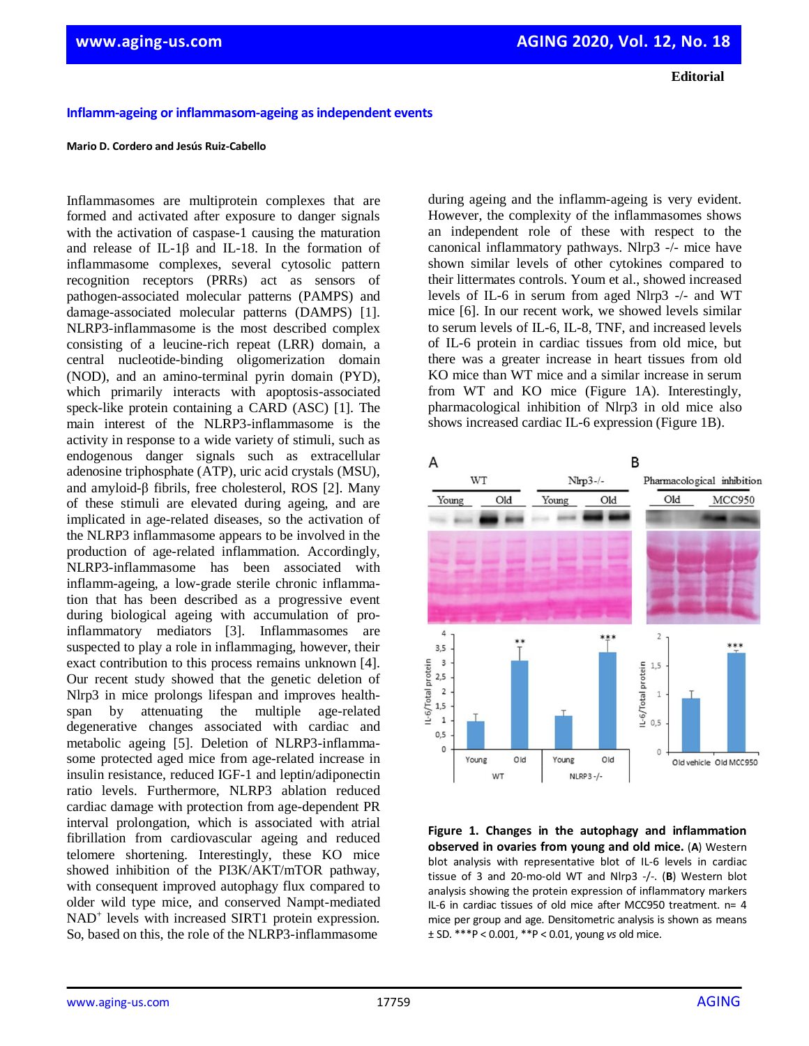Editorial

# Inflamm-ageing or inflammasom-ageing as independent events

**Mario D. Cordero and Jesús Ruiz-Cabello**

Inflammasomes are multiprotein complexes that are formed and activated after exposure to danger signals with the activation of caspase-1 causing the maturation and release of IL-1β and IL-18. In the formation of inflammasome complexes, several cytosolic pattern recognition receptors (PRRs) act as sensors of pathogen-associated molecular patterns (PAMPS) and damage-associated molecular patterns (DAMPS) [1]. NLRP3-inflammasome is the most described complex consisting of a leucine-rich repeat (LRR) domain, a central nucleotide-binding oligomerization domain (NOD), and an amino-terminal pyrin domain (PYD), which primarily interacts with apoptosis-associated speck-like protein containing a CARD (ASC) [1]. The main interest of the NLRP3-inflammasome is the activity in response to a wide variety of stimuli, such as endogenous danger signals such as extracellular adenosine triphosphate (ATP), uric acid crystals (MSU), and amyloid-β fibrils, free cholesterol, ROS [2]. Many of these stimuli are elevated during ageing, and are implicated in age-related diseases, so the activation of the NLRP3 inflammasome appears to be involved in the production of age-related inflammation. Accordingly, NLRP3-inflammasome has been associated with inflamm-ageing, a low-grade sterile chronic inflammation that has been described as a progressive event during biological ageing with accumulation of pro-inflammatory mediators [3]. Inflammasomes are suspected to play a role in inflammaging, however, their exact contribution to this process remains unknown [4]. Our recent study showed that the genetic deletion of Nlrp3 in mice prolongs lifespan and improves health-span by attenuating the multiple age-related degenerative changes associated with cardiac and metabolic ageing [5]. Deletion of NLRP3-inflammasome protected aged mice from age-related increase in insulin resistance, reduced IGF-1 and leptin/adiponectin ratio levels. Furthermore, NLRP3 ablation reduced cardiac damage with protection from age-dependent PR interval prolongation, which is associated with atrial fibrillation from cardiovascular ageing and reduced telomere shortening. Interestingly, these KO mice showed inhibition of the PI3K/AKT/mTOR pathway, with consequent improved autophagy flux compared to older wild type mice, and conserved Nampt-mediated $NAD^{+}$ levels with increased SIRT1 protein expression. So, based on this, the role of the NLRP3-inflammasome during ageing and the inflamm-ageing is very evident. However, the complexity of the inflammasomes shows an independent role of these with respect to the canonical inflammatory pathways. Nlrp3 -/- mice have shown similar levels of other cytokines compared to their littermates controls. Youm et al., showed increased levels of IL-6 in serum from aged Nlrp3 -/- and WT mice [6]. In our recent work, we showed levels similar to serum levels of IL-6, IL-8, TNF, and increased levels of IL-6 protein in cardiac tissues from old mice, but there was a greater increase in heart tissues from old KO mice than WT mice and a similar increase in serum from WT and KO mice (Figure 1A). Interestingly, pharmacological inhibition of Nlrp3 in old mice also shows increased cardiac IL-6 expression (Figure 1B).

**Figure 1. Changes in the autophagy and inflammation observed in ovaries from young and old mice.** (**A**) Western blot analysis with representative blot of IL-6 levels in cardiac tissue of 3 and 20-mo-old WT and Nlrp3 -/-. (**B**) Western blot analysis showing the protein expression of inflammatory markers IL-6 in cardiac tissues of old mice after MCC950 treatment. n= 4 mice per group and age. Densitometric analysis is shown as means ± SD. ***P < 0.001, **P < 0.01, young *vs* old mice.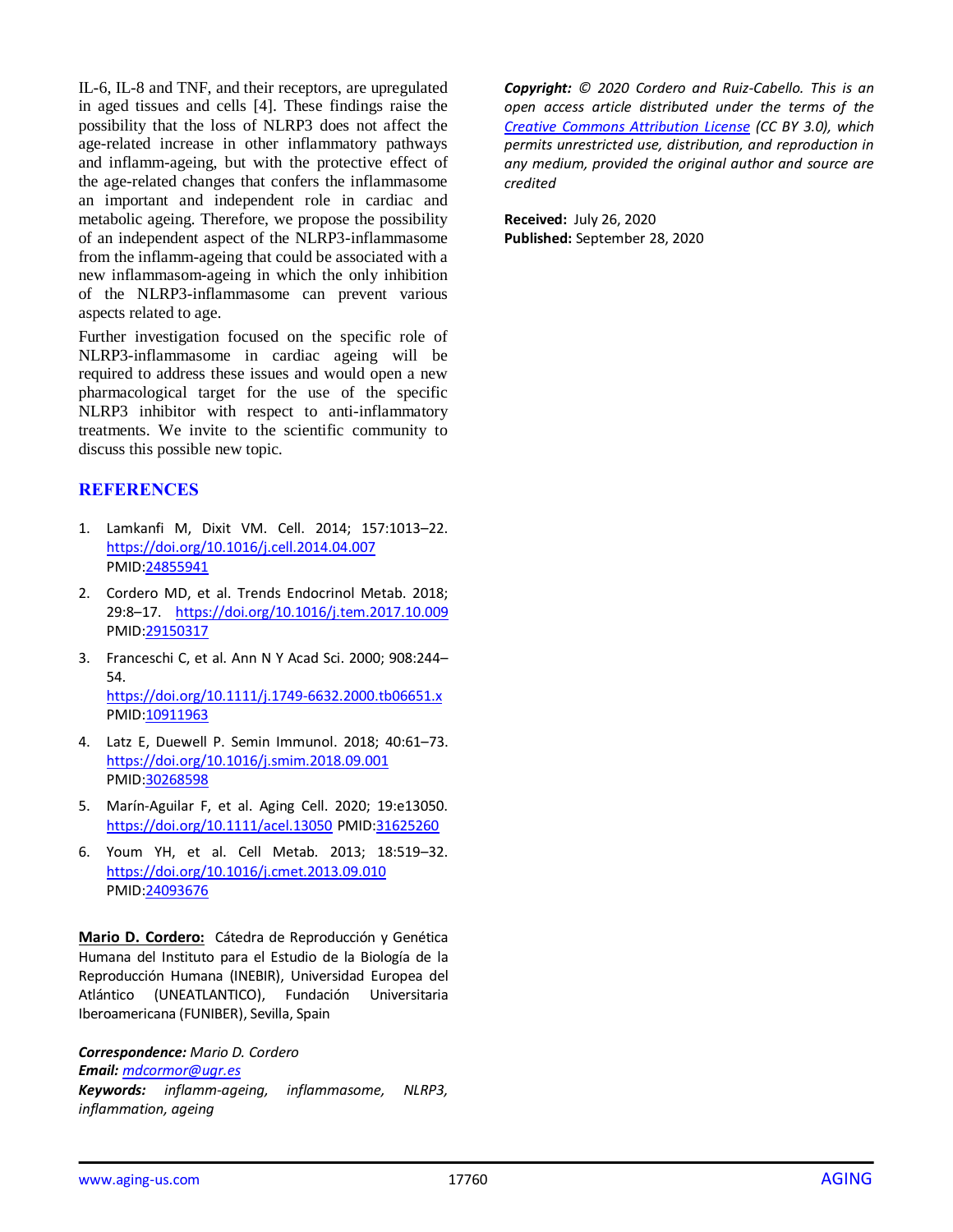IL-6, IL-8 and TNF, and their receptors, are upregulated in aged tissues and cells [4]. These findings raise the possibility that the loss of NLRP3 does not affect the age-related increase in other inflammatory pathways and inflamm-ageing, but with the protective effect of the age-related changes that confers the inflammasome an important and independent role in cardiac and metabolic ageing. Therefore, we propose the possibility of an independent aspect of the NLRP3-inflammasome from the inflamm-ageing that could be associated with a new inflammasom-ageing in which the only inhibition of the NLRP3-inflammasome can prevent various aspects related to age.

Further investigation focused on the specific role of NLRP3-inflammasome in cardiac ageing will be required to address these issues and would open a new pharmacological target for the use of the specific NLRP3 inhibitor with respect to anti-inflammatory treatments. We invite to the scientific community to discuss this possible new topic.

## REFERENCES

1. Lamkanfi M, Dixit VM. Cell. 2014; 157:1013–22. https://doi.org/10.1016/j.cell.2014.04.007 PMID:24855941
2. Cordero MD, et al. Trends Endocrinol Metab. 2018; 29:8–17. https://doi.org/10.1016/j.tem.2017.10.009 PMID:29150317
3. Franceschi C, et al. Ann N Y Acad Sci. 2000; 908:244–54. https://doi.org/10.1111/j.1749-6632.2000.tb06651.x PMID:10911963
4. Latz E, Duewell P. Semin Immunol. 2018; 40:61–73. https://doi.org/10.1016/j.smim.2018.09.001 PMID:30268598
5. Marín-Aguilar F, et al. Aging Cell. 2020; 19:e13050. https://doi.org/10.1111/acel.13050 PMID:31625260
6. Youm YH, et al. Cell Metab. 2013; 18:519–32. https://doi.org/10.1016/j.cmet.2013.09.010 PMID:24093676

**Mario D. Cordero:** Cátedra de Reproducción y Genética Humana del Instituto para el Estudio de la Biología de la Reproducción Humana (INEBIR), Universidad Europea del Atlántico (UNEATLANTICO), Fundación Universitaria Iberoamericana (FUNIBER), Sevilla, Spain

***Correspondence:*** *Mario D. Cordero*
***Email:*** *mdcormor@ugr.es*
***Keywords:*** *inflamm-ageing, inflammasome, NLRP3, inflammation, ageing*

***Copyright:*** *© 2020 Cordero and Ruiz-Cabello. This is an open access article distributed under the terms of the Creative Commons Attribution License (CC BY 3.0), which permits unrestricted use, distribution, and reproduction in any medium, provided the original author and source are credited*

**Received:** July 26, 2020
**Published:** September 28, 2020